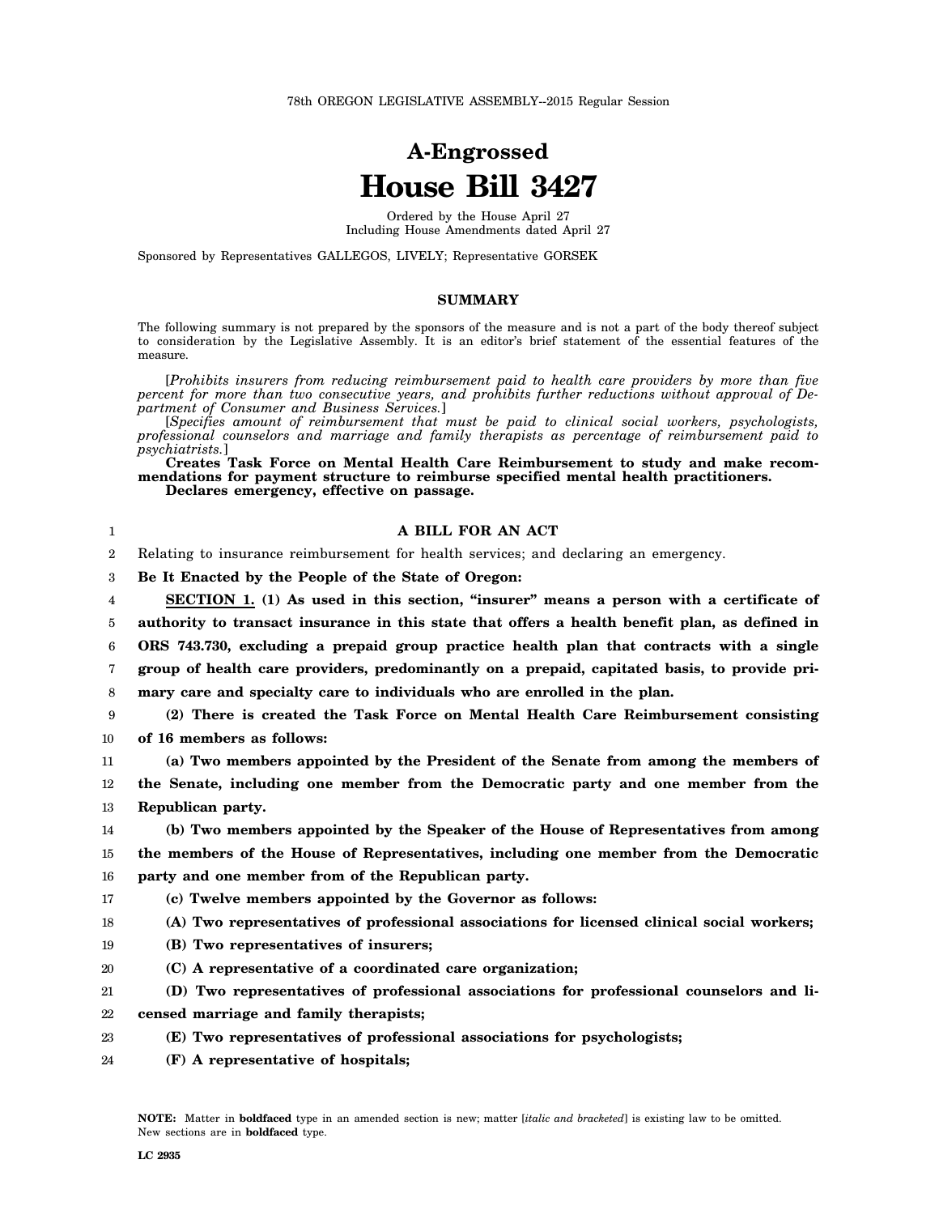78th OREGON LEGISLATIVE ASSEMBLY--2015 Regular Session

# A-Engrossed
# House Bill 3427

Ordered by the House April 27
Including House Amendments dated April 27

Sponsored by Representatives GALLEGOS, LIVELY; Representative GORSEK

## SUMMARY

The following summary is not prepared by the sponsors of the measure and is not a part of the body thereof subject to consideration by the Legislative Assembly. It is an editor's brief statement of the essential features of the measure.

[*Prohibits insurers from reducing reimbursement paid to health care providers by more than five percent for more than two consecutive years, and prohibits further reductions without approval of Department of Consumer and Business Services.*]

[*Specifies amount of reimbursement that must be paid to clinical social workers, psychologists, professional counselors and marriage and family therapists as percentage of reimbursement paid to psychiatrists.*]

**Creates Task Force on Mental Health Care Reimbursement to study and make recommendations for payment structure to reimburse specified mental health practitioners.**

**Declares emergency, effective on passage.**

### A BILL FOR AN ACT

Relating to insurance reimbursement for health services; and declaring an emergency.

**Be It Enacted by the People of the State of Oregon:**

**SECTION 1. (1) As used in this section, "insurer" means a person with a certificate of authority to transact insurance in this state that offers a health benefit plan, as defined in ORS 743.730, excluding a prepaid group practice health plan that contracts with a single group of health care providers, predominantly on a prepaid, capitated basis, to provide primary care and specialty care to individuals who are enrolled in the plan.**

**(2) There is created the Task Force on Mental Health Care Reimbursement consisting of 16 members as follows:**

**(a) Two members appointed by the President of the Senate from among the members of the Senate, including one member from the Democratic party and one member from the Republican party.**

**(b) Two members appointed by the Speaker of the House of Representatives from among the members of the House of Representatives, including one member from the Democratic party and one member from of the Republican party.**

**(c) Twelve members appointed by the Governor as follows:**

**(A) Two representatives of professional associations for licensed clinical social workers;**

**(B) Two representatives of insurers;**

**(C) A representative of a coordinated care organization;**

**(D) Two representatives of professional associations for professional counselors and licensed marriage and family therapists;**

**(E) Two representatives of professional associations for psychologists;**

**(F) A representative of hospitals;**

**NOTE:** Matter in **boldfaced** type in an amended section is new; matter [*italic and bracketed*] is existing law to be omitted. New sections are in **boldfaced** type.

LC 2935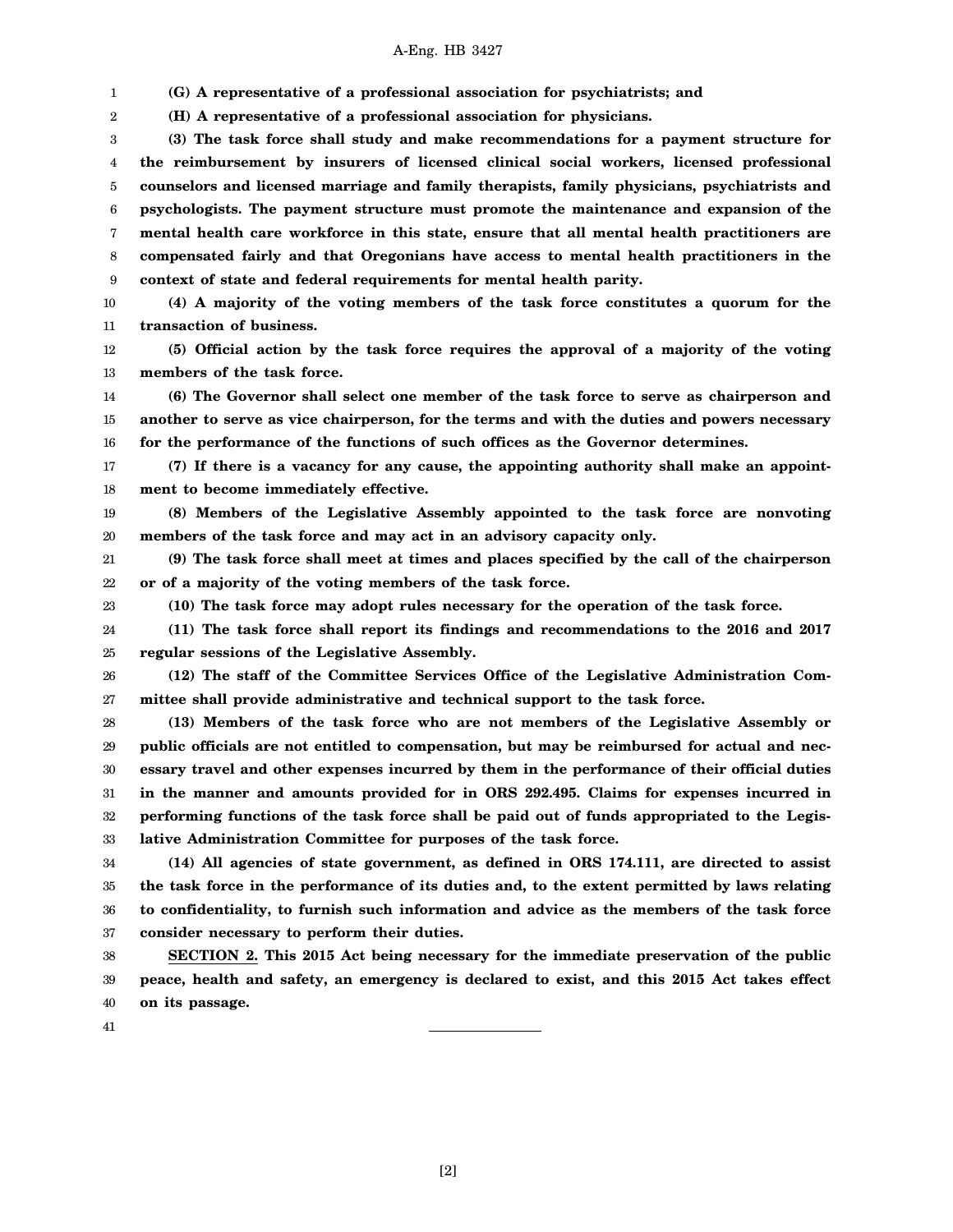**(G) A representative of a professional association for psychiatrists; and**

**(H) A representative of a professional association for physicians.**

**(3) The task force shall study and make recommendations for a payment structure for the reimbursement by insurers of licensed clinical social workers, licensed professional counselors and licensed marriage and family therapists, family physicians, psychiatrists and psychologists. The payment structure must promote the maintenance and expansion of the mental health care workforce in this state, ensure that all mental health practitioners are compensated fairly and that Oregonians have access to mental health practitioners in the context of state and federal requirements for mental health parity.**

**(4) A majority of the voting members of the task force constitutes a quorum for the transaction of business.**

**(5) Official action by the task force requires the approval of a majority of the voting members of the task force.**

**(6) The Governor shall select one member of the task force to serve as chairperson and another to serve as vice chairperson, for the terms and with the duties and powers necessary for the performance of the functions of such offices as the Governor determines.**

**(7) If there is a vacancy for any cause, the appointing authority shall make an appointment to become immediately effective.**

**(8) Members of the Legislative Assembly appointed to the task force are nonvoting members of the task force and may act in an advisory capacity only.**

**(9) The task force shall meet at times and places specified by the call of the chairperson or of a majority of the voting members of the task force.**

**(10) The task force may adopt rules necessary for the operation of the task force.**

**(11) The task force shall report its findings and recommendations to the 2016 and 2017 regular sessions of the Legislative Assembly.**

**(12) The staff of the Committee Services Office of the Legislative Administration Committee shall provide administrative and technical support to the task force.**

**(13) Members of the task force who are not members of the Legislative Assembly or public officials are not entitled to compensation, but may be reimbursed for actual and necessary travel and other expenses incurred by them in the performance of their official duties in the manner and amounts provided for in ORS 292.495. Claims for expenses incurred in performing functions of the task force shall be paid out of funds appropriated to the Legislative Administration Committee for purposes of the task force.**

**(14) All agencies of state government, as defined in ORS 174.111, are directed to assist the task force in the performance of its duties and, to the extent permitted by laws relating to confidentiality, to furnish such information and advice as the members of the task force consider necessary to perform their duties.**

**SECTION 2. This 2015 Act being necessary for the immediate preservation of the public peace, health and safety, an emergency is declared to exist, and this 2015 Act takes effect on its passage.**